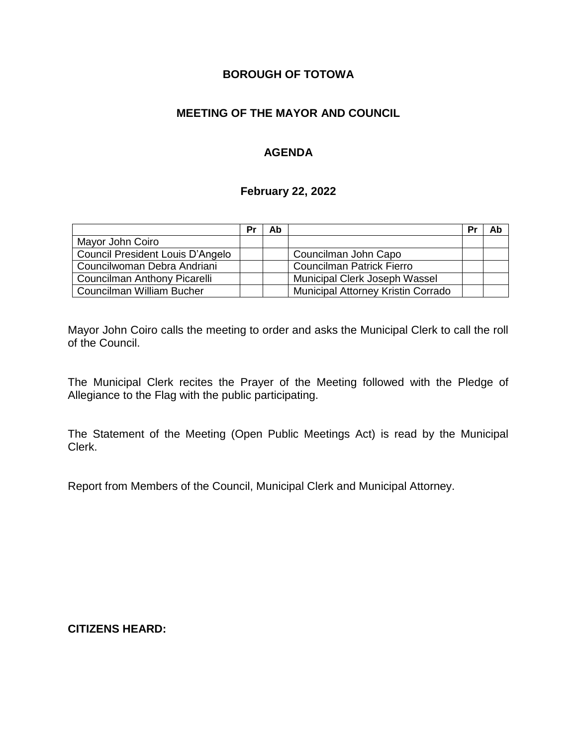# BOROUGH OF TOTOWA

## MEETING OF THE MAYOR AND COUNCIL

### AGENDA

### February 22, 2022

| | Pr | Ab | | Pr | Ab |
|---|---|---|---|---|---|
| Mayor John Coiro | | | | | |
| Council President Louis D'Angelo | | | Councilman John Capo | | |
| Councilwoman Debra Andriani | | | Councilman Patrick Fierro | | |
| Councilman Anthony Picarelli | | | Municipal Clerk Joseph Wassel | | |
| Councilman William Bucher | | | Municipal Attorney Kristin Corrado | | |

Mayor John Coiro calls the meeting to order and asks the Municipal Clerk to call the roll of the Council.

The Municipal Clerk recites the Prayer of the Meeting followed with the Pledge of Allegiance to the Flag with the public participating.

The Statement of the Meeting (Open Public Meetings Act) is read by the Municipal Clerk.

Report from Members of the Council, Municipal Clerk and Municipal Attorney.

**CITIZENS HEARD:**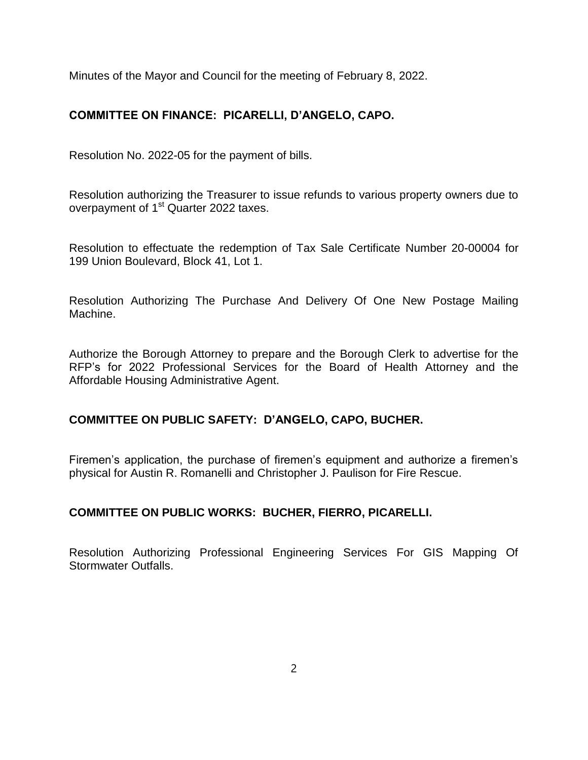Minutes of the Mayor and Council for the meeting of February 8, 2022.

**COMMITTEE ON FINANCE: PICARELLI, D'ANGELO, CAPO.**

Resolution No. 2022-05 for the payment of bills.

Resolution authorizing the Treasurer to issue refunds to various property owners due to overpayment of 1st Quarter 2022 taxes.

Resolution to effectuate the redemption of Tax Sale Certificate Number 20-00004 for 199 Union Boulevard, Block 41, Lot 1.

Resolution Authorizing The Purchase And Delivery Of One New Postage Mailing Machine.

Authorize the Borough Attorney to prepare and the Borough Clerk to advertise for the RFP's for 2022 Professional Services for the Board of Health Attorney and the Affordable Housing Administrative Agent.

**COMMITTEE ON PUBLIC SAFETY: D'ANGELO, CAPO, BUCHER.**

Firemen's application, the purchase of firemen's equipment and authorize a firemen's physical for Austin R. Romanelli and Christopher J. Paulison for Fire Rescue.

**COMMITTEE ON PUBLIC WORKS: BUCHER, FIERRO, PICARELLI.**

Resolution Authorizing Professional Engineering Services For GIS Mapping Of Stormwater Outfalls.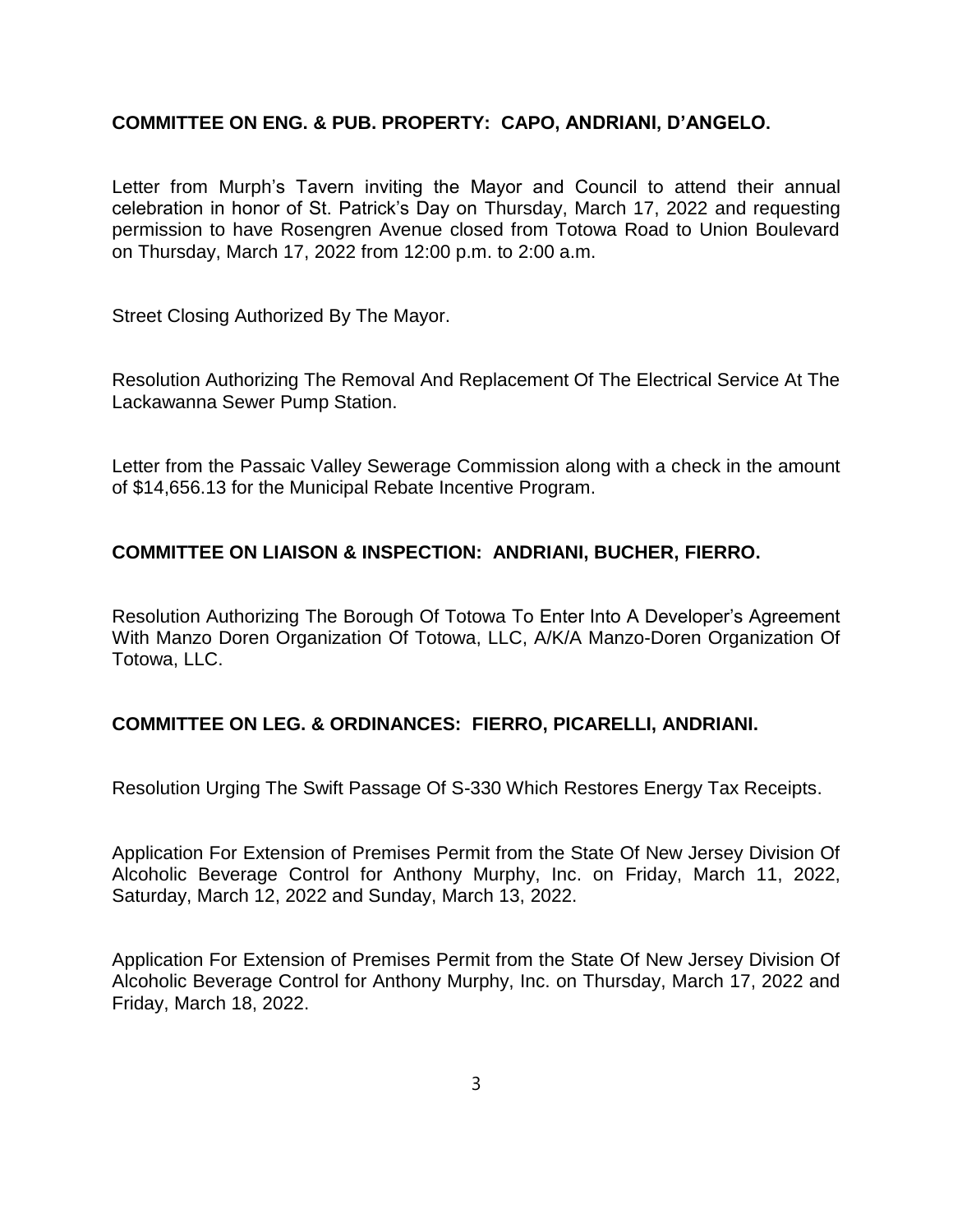**COMMITTEE ON ENG. & PUB. PROPERTY: CAPO, ANDRIANI, D'ANGELO.**

Letter from Murph's Tavern inviting the Mayor and Council to attend their annual celebration in honor of St. Patrick's Day on Thursday, March 17, 2022 and requesting permission to have Rosengren Avenue closed from Totowa Road to Union Boulevard on Thursday, March 17, 2022 from 12:00 p.m. to 2:00 a.m.

Street Closing Authorized By The Mayor.

Resolution Authorizing The Removal And Replacement Of The Electrical Service At The Lackawanna Sewer Pump Station.

Letter from the Passaic Valley Sewerage Commission along with a check in the amount of $14,656.13 for the Municipal Rebate Incentive Program.

**COMMITTEE ON LIAISON & INSPECTION: ANDRIANI, BUCHER, FIERRO.**

Resolution Authorizing The Borough Of Totowa To Enter Into A Developer's Agreement With Manzo Doren Organization Of Totowa, LLC, A/K/A Manzo-Doren Organization Of Totowa, LLC.

**COMMITTEE ON LEG. & ORDINANCES: FIERRO, PICARELLI, ANDRIANI.**

Resolution Urging The Swift Passage Of S-330 Which Restores Energy Tax Receipts.

Application For Extension of Premises Permit from the State Of New Jersey Division Of Alcoholic Beverage Control for Anthony Murphy, Inc. on Friday, March 11, 2022, Saturday, March 12, 2022 and Sunday, March 13, 2022.

Application For Extension of Premises Permit from the State Of New Jersey Division Of Alcoholic Beverage Control for Anthony Murphy, Inc. on Thursday, March 17, 2022 and Friday, March 18, 2022.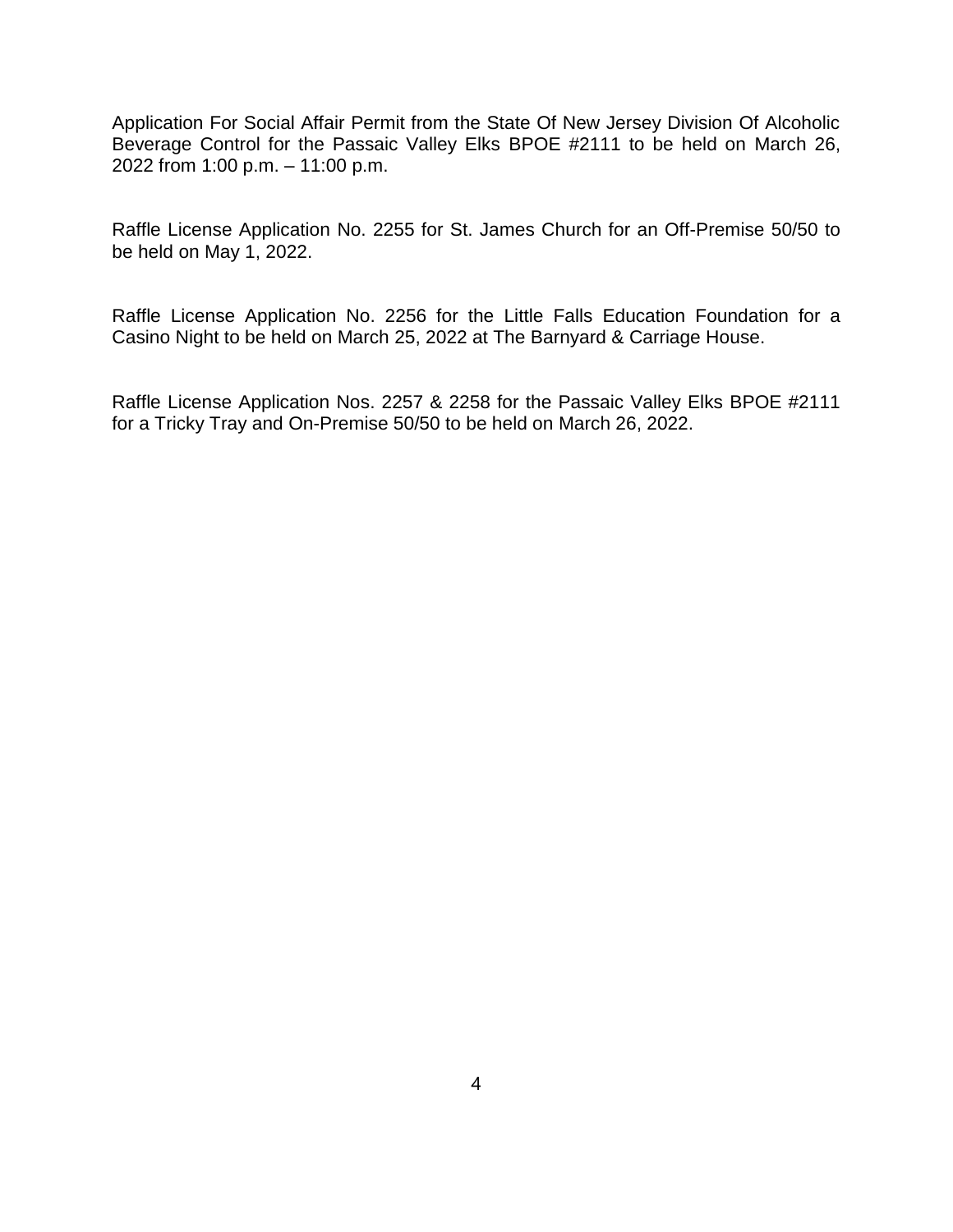Application For Social Affair Permit from the State Of New Jersey Division Of Alcoholic Beverage Control for the Passaic Valley Elks BPOE #2111 to be held on March 26, 2022 from 1:00 p.m. – 11:00 p.m.

Raffle License Application No. 2255 for St. James Church for an Off-Premise 50/50 to be held on May 1, 2022.

Raffle License Application No. 2256 for the Little Falls Education Foundation for a Casino Night to be held on March 25, 2022 at The Barnyard & Carriage House.

Raffle License Application Nos. 2257 & 2258 for the Passaic Valley Elks BPOE #2111 for a Tricky Tray and On-Premise 50/50 to be held on March 26, 2022.